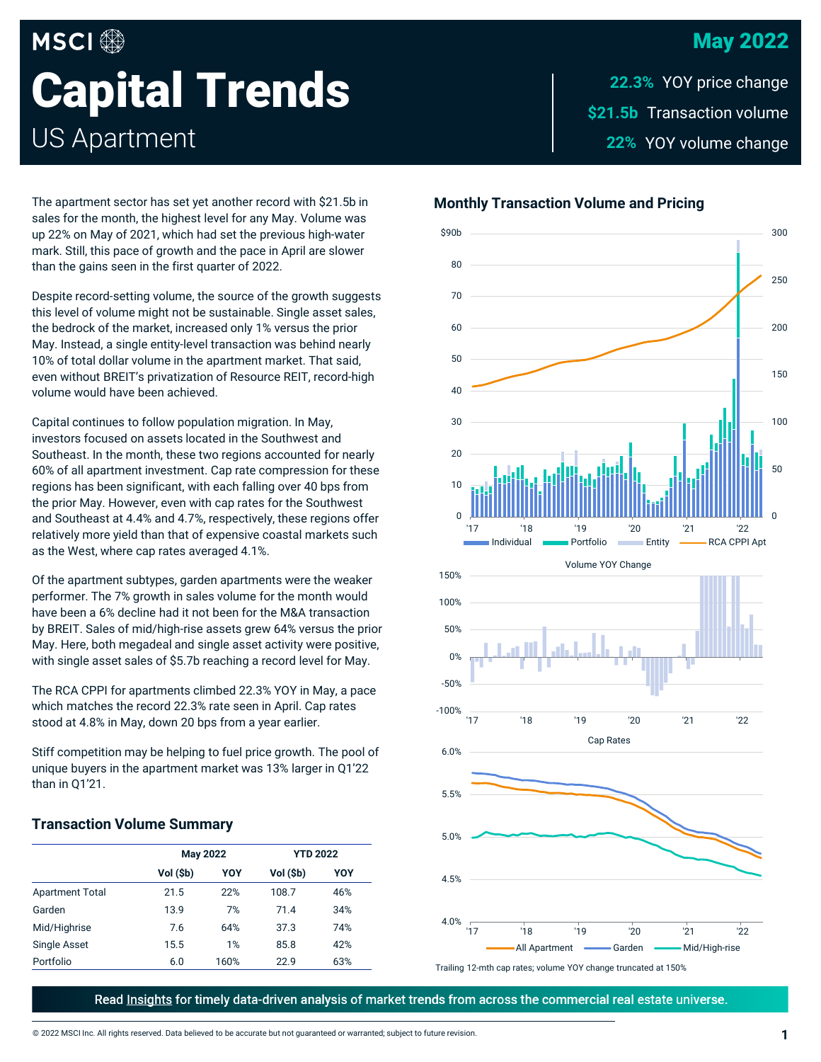# MSCI Capital Trends

## US Apartment

**May 2022**

**22.3%** YOY price change

**$21.5b** Transaction volume

**22%** YOY volume change

The apartment sector has set yet another record with $21.5b in sales for the month, the highest level for any May. Volume was up 22% on May of 2021, which had set the previous high-water mark. Still, this pace of growth and the pace in April are slower than the gains seen in the first quarter of 2022.

Despite record-setting volume, the source of the growth suggests this level of volume might not be sustainable. Single asset sales, the bedrock of the market, increased only 1% versus the prior May. Instead, a single entity-level transaction was behind nearly 10% of total dollar volume in the apartment market. That said, even without BREIT's privatization of Resource REIT, record-high volume would have been achieved.

Capital continues to follow population migration. In May, investors focused on assets located in the Southwest and Southeast. In the month, these two regions accounted for nearly 60% of all apartment investment. Cap rate compression for these regions has been significant, with each falling over 40 bps from the prior May. However, even with cap rates for the Southwest and Southeast at 4.4% and 4.7%, respectively, these regions offer relatively more yield than that of expensive coastal markets such as the West, where cap rates averaged 4.1%.

Of the apartment subtypes, garden apartments were the weaker performer. The 7% growth in sales volume for the month would have been a 6% decline had it not been for the M&A transaction by BREIT. Sales of mid/high-rise assets grew 64% versus the prior May. Here, both megadeal and single asset activity were positive, with single asset sales of $5.7b reaching a record level for May.

The RCA CPPI for apartments climbed 22.3% YOY in May, a pace which matches the record 22.3% rate seen in April. Cap rates stood at 4.8% in May, down 20 bps from a year earlier.

Stiff competition may be helping to fuel price growth. The pool of unique buyers in the apartment market was 13% larger in Q1'22 than in Q1'21.

### Transaction Volume Summary

| | May 2022 | | YTD 2022 | |
|---|---|---|---|---|
| | Vol ($b) | YOY | Vol ($b) | YOY |
| Apartment Total | 21.5 | 22% | 108.7 | 46% |
| Garden | 13.9 | 7% | 71.4 | 34% |
| Mid/Highrise | 7.6 | 64% | 37.3 | 74% |
| Single Asset | 15.5 | 1% | 85.8 | 42% |
| Portfolio | 6.0 | 160% | 22.9 | 63% |

### Monthly Transaction Volume and Pricing

Trailing 12-mth cap rates; volume YOY change truncated at 150%

Read Insights for timely data-driven analysis of market trends from across the commercial real estate universe.

© 2022 MSCI Inc. All rights reserved. Data believed to be accurate but not guaranteed or warranted; subject to future revision.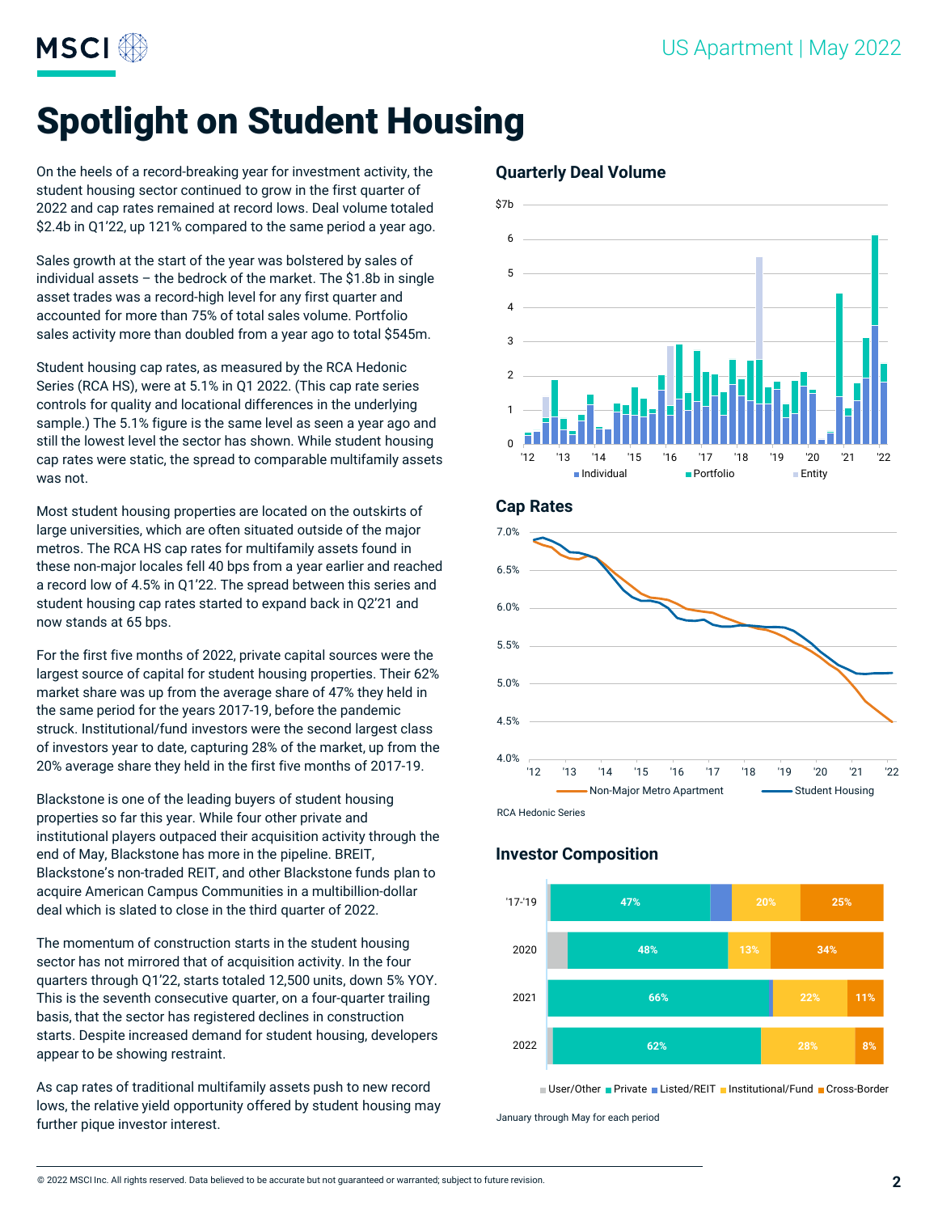# Spotlight on Student Housing

On the heels of a record-breaking year for investment activity, the student housing sector continued to grow in the first quarter of 2022 and cap rates remained at record lows. Deal volume totaled $2.4b in Q1'22, up 121% compared to the same period a year ago.

Sales growth at the start of the year was bolstered by sales of individual assets – the bedrock of the market. The $1.8b in single asset trades was a record-high level for any first quarter and accounted for more than 75% of total sales volume. Portfolio sales activity more than doubled from a year ago to total $545m.

Student housing cap rates, as measured by the RCA Hedonic Series (RCA HS), were at 5.1% in Q1 2022. (This cap rate series controls for quality and locational differences in the underlying sample.) The 5.1% figure is the same level as seen a year ago and still the lowest level the sector has shown. While student housing cap rates were static, the spread to comparable multifamily assets was not.

Most student housing properties are located on the outskirts of large universities, which are often situated outside of the major metros. The RCA HS cap rates for multifamily assets found in these non-major locales fell 40 bps from a year earlier and reached a record low of 4.5% in Q1'22. The spread between this series and student housing cap rates started to expand back in Q2'21 and now stands at 65 bps.

For the first five months of 2022, private capital sources were the largest source of capital for student housing properties. Their 62% market share was up from the average share of 47% they held in the same period for the years 2017-19, before the pandemic struck. Institutional/fund investors were the second largest class of investors year to date, capturing 28% of the market, up from the 20% average share they held in the first five months of 2017-19.

Blackstone is one of the leading buyers of student housing properties so far this year. While four other private and institutional players outpaced their acquisition activity through the end of May, Blackstone has more in the pipeline. BREIT, Blackstone's non-traded REIT, and other Blackstone funds plan to acquire American Campus Communities in a multibillion-dollar deal which is slated to close in the third quarter of 2022.

The momentum of construction starts in the student housing sector has not mirrored that of acquisition activity. In the four quarters through Q1'22, starts totaled 12,500 units, down 5% YOY. This is the seventh consecutive quarter, on a four-quarter trailing basis, that the sector has registered declines in construction starts. Despite increased demand for student housing, developers appear to be showing restraint.

As cap rates of traditional multifamily assets push to new record lows, the relative yield opportunity offered by student housing may further pique investor interest.

## Quarterly Deal Volume

Stacked quarterly bars from '12 to '22 (y-axis $0–$7b). Legend: Individual, Portfolio, Entity.

## Cap Rates

Lines from '12 to '22 (y-axis 4.0%–7.0%). Legend: Non-Major Metro Apartment, Student Housing.

RCA Hedonic Series

## Investor Composition

| Period | User/Other | Private | Listed/REIT | Institutional/Fund | Cross-Border |
|---|---|---|---|---|---|
| '17-'19 | | 47% | | 20% | 25% |
| 2020 | | 48% | | 13% | 34% |
| 2021 | | 66% | | 22% | 11% |
| 2022 | | 62% | | 28% | 8% |

January through May for each period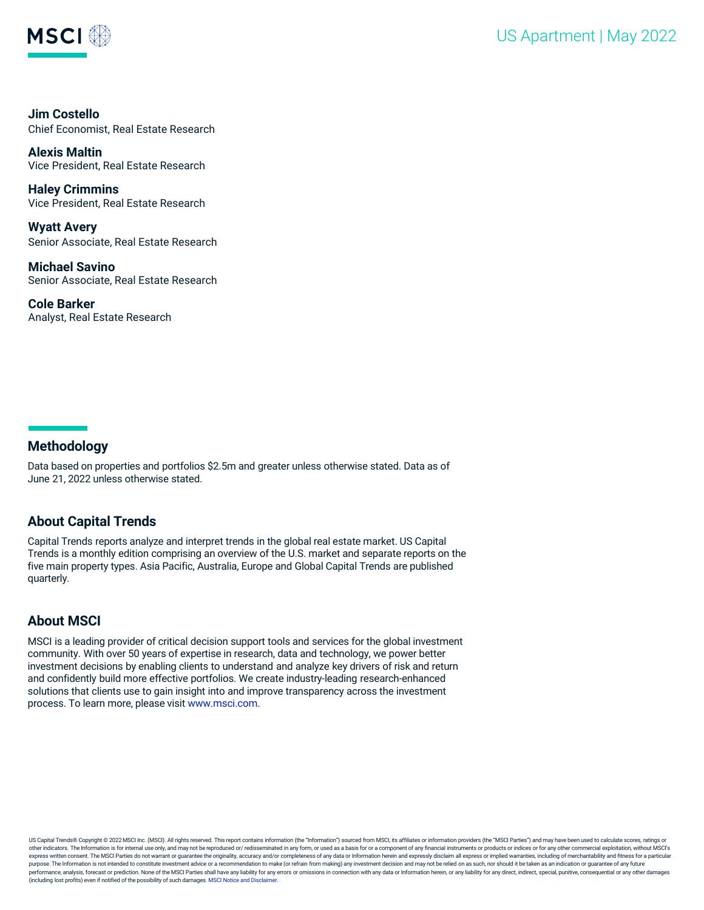**Jim Costello**
Chief Economist, Real Estate Research

**Alexis Maltin**
Vice President, Real Estate Research

**Haley Crimmins**
Vice President, Real Estate Research

**Wyatt Avery**
Senior Associate, Real Estate Research

**Michael Savino**
Senior Associate, Real Estate Research

**Cole Barker**
Analyst, Real Estate Research

## Methodology

Data based on properties and portfolios $2.5m and greater unless otherwise stated. Data as of June 21, 2022 unless otherwise stated.

## About Capital Trends

Capital Trends reports analyze and interpret trends in the global real estate market. US Capital Trends is a monthly edition comprising an overview of the U.S. market and separate reports on the five main property types. Asia Pacific, Australia, Europe and Global Capital Trends are published quarterly.

## About MSCI

MSCI is a leading provider of critical decision support tools and services for the global investment community. With over 50 years of expertise in research, data and technology, we power better investment decisions by enabling clients to understand and analyze key drivers of risk and return and confidently build more effective portfolios. We create industry-leading research-enhanced solutions that clients use to gain insight into and improve transparency across the investment process. To learn more, please visit www.msci.com.

US Capital Trends® Copyright © 2022 MSCI Inc. (MSCI). All rights reserved. This report contains information (the "Information") sourced from MSCI, its affiliates or information providers (the "MSCI Parties") and may have been used to calculate scores, ratings or other indicators. The Information is for internal use only, and may not be reproduced or/ redisseminated in any form, or used as a basis for or a component of any financial instruments or products or indices or for any other commercial exploitation, without MSCI's express written consent. The MSCI Parties do not warrant or guarantee the originality, accuracy and/or completeness of any data or Information herein and expressly disclaim all express or implied warranties, including of merchantability and fitness for a particular purpose. The Information is not intended to constitute investment advice or a recommendation to make (or refrain from making) any investment decision and may not be relied on as such, nor should it be taken as an indication or guarantee of any future performance, analysis, forecast or prediction. None of the MSCI Parties shall have any liability for any errors or omissions in connection with any data or Information herein, or any liability for any direct, indirect, special, punitive, consequential or any other damages (including lost profits) even if notified of the possibility of such damages. MSCI Notice and Disclaimer.